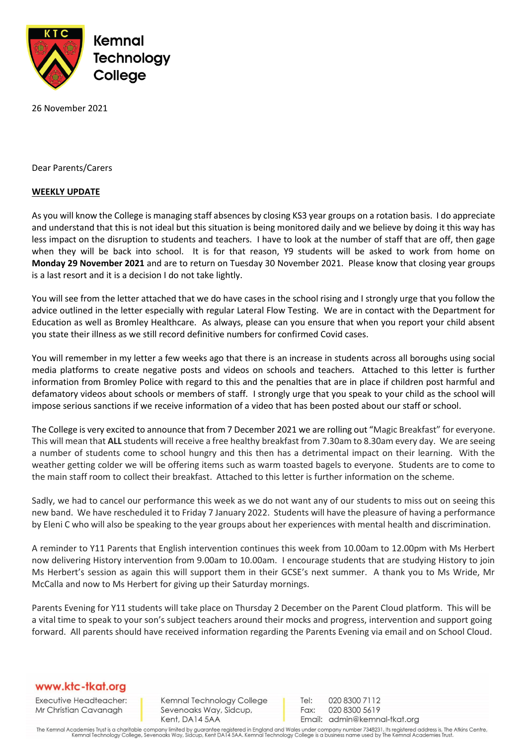**Kemnal Technology College**

26 November 2021

Dear Parents/Carers

**WEEKLY UPDATE**

As you will know the College is managing staff absences by closing KS3 year groups on a rotation basis. I do appreciate and understand that this is not ideal but this situation is being monitored daily and we believe by doing it this way has less impact on the disruption to students and teachers. I have to look at the number of staff that are off, then gage when they will be back into school. It is for that reason, Y9 students will be asked to work from home on **Monday 29 November 2021** and are to return on Tuesday 30 November 2021. Please know that closing year groups is a last resort and it is a decision I do not take lightly.

You will see from the letter attached that we do have cases in the school rising and I strongly urge that you follow the advice outlined in the letter especially with regular Lateral Flow Testing. We are in contact with the Department for Education as well as Bromley Healthcare. As always, please can you ensure that when you report your child absent you state their illness as we still record definitive numbers for confirmed Covid cases.

You will remember in my letter a few weeks ago that there is an increase in students across all boroughs using social media platforms to create negative posts and videos on schools and teachers. Attached to this letter is further information from Bromley Police with regard to this and the penalties that are in place if children post harmful and defamatory videos about schools or members of staff. I strongly urge that you speak to your child as the school will impose serious sanctions if we receive information of a video that has been posted about our staff or school.

The College is very excited to announce that from 7 December 2021 we are rolling out "Magic Breakfast" for everyone. This will mean that **ALL** students will receive a free healthy breakfast from 7.30am to 8.30am every day. We are seeing a number of students come to school hungry and this then has a detrimental impact on their learning. With the weather getting colder we will be offering items such as warm toasted bagels to everyone. Students are to come to the main staff room to collect their breakfast. Attached to this letter is further information on the scheme.

Sadly, we had to cancel our performance this week as we do not want any of our students to miss out on seeing this new band. We have rescheduled it to Friday 7 January 2022. Students will have the pleasure of having a performance by Eleni C who will also be speaking to the year groups about her experiences with mental health and discrimination.

A reminder to Y11 Parents that English intervention continues this week from 10.00am to 12.00pm with Ms Herbert now delivering History intervention from 9.00am to 10.00am. I encourage students that are studying History to join Ms Herbert's session as again this will support them in their GCSE's next summer. A thank you to Ms Wride, Mr McCalla and now to Ms Herbert for giving up their Saturday mornings.

Parents Evening for Y11 students will take place on Thursday 2 December on the Parent Cloud platform. This will be a vital time to speak to your son's subject teachers around their mocks and progress, intervention and support going forward. All parents should have received information regarding the Parents Evening via email and on School Cloud.

www.ktc-tkat.org

Executive Headteacher: Mr Christian Cavanagh

Kemnal Technology College
Sevenoaks Way, Sidcup,
Kent, DA14 5AA

Tel: 020 8300 7112
Fax: 020 8300 5619
Email: admin@kemnal-tkat.org

The Kemnal Academies Trust is a charitable company limited by guarantee registered in England and Wales under company number 7348231. Its registered address is, The Atkins Centre, Kemnal Technology College, Sevenoaks Way, Sidcup, Kent DA14 5AA. Kemnal Technology College is a business name used by The Kemnal Academies Trust.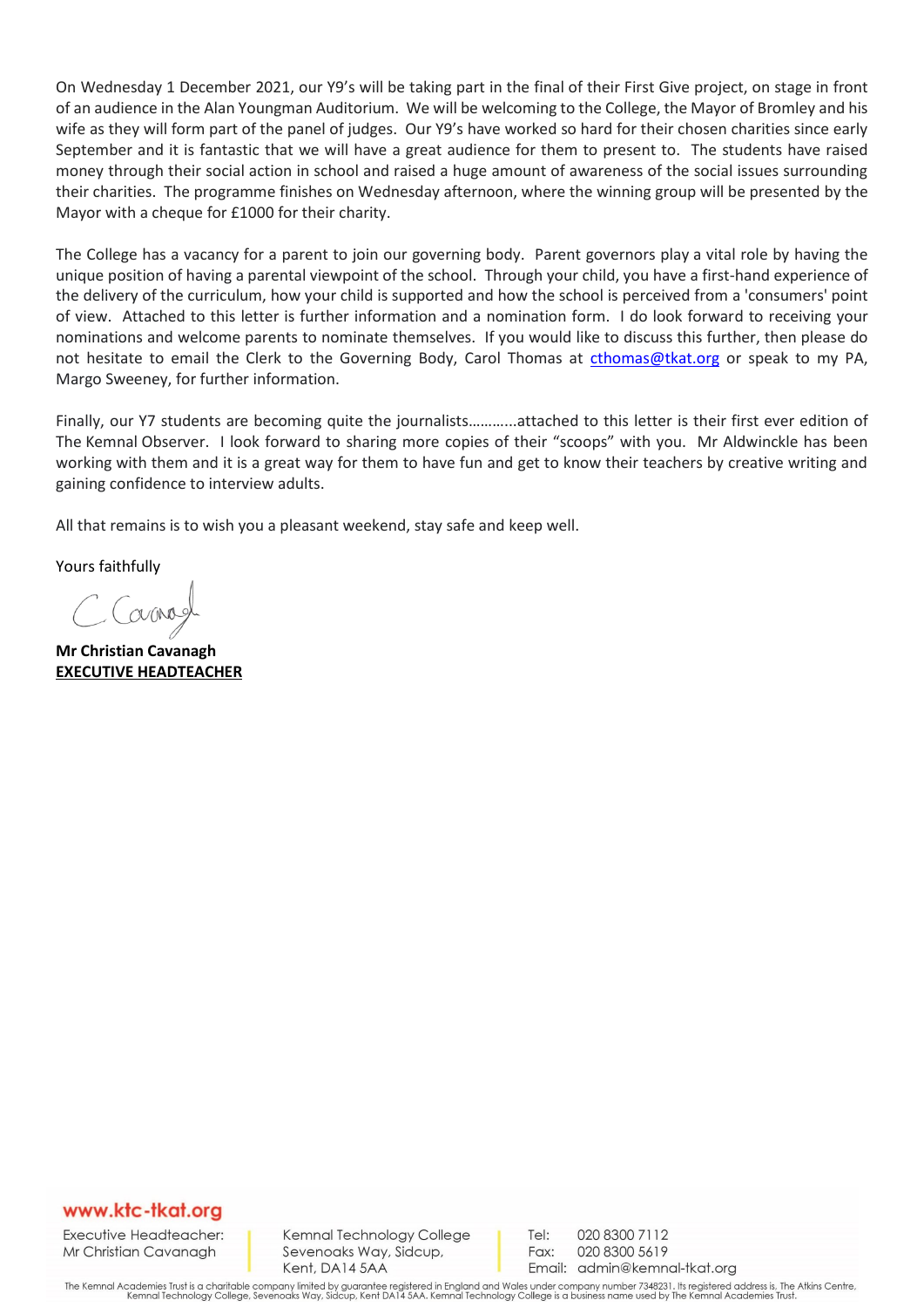On Wednesday 1 December 2021, our Y9's will be taking part in the final of their First Give project, on stage in front of an audience in the Alan Youngman Auditorium. We will be welcoming to the College, the Mayor of Bromley and his wife as they will form part of the panel of judges. Our Y9's have worked so hard for their chosen charities since early September and it is fantastic that we will have a great audience for them to present to. The students have raised money through their social action in school and raised a huge amount of awareness of the social issues surrounding their charities. The programme finishes on Wednesday afternoon, where the winning group will be presented by the Mayor with a cheque for £1000 for their charity.

The College has a vacancy for a parent to join our governing body. Parent governors play a vital role by having the unique position of having a parental viewpoint of the school. Through your child, you have a first-hand experience of the delivery of the curriculum, how your child is supported and how the school is perceived from a 'consumers' point of view. Attached to this letter is further information and a nomination form. I do look forward to receiving your nominations and welcome parents to nominate themselves. If you would like to discuss this further, then please do not hesitate to email the Clerk to the Governing Body, Carol Thomas at cthomas@tkat.org or speak to my PA, Margo Sweeney, for further information.

Finally, our Y7 students are becoming quite the journalists…………attached to this letter is their first ever edition of The Kemnal Observer. I look forward to sharing more copies of their "scoops" with you. Mr Aldwinckle has been working with them and it is a great way for them to have fun and get to know their teachers by creative writing and gaining confidence to interview adults.

All that remains is to wish you a pleasant weekend, stay safe and keep well.

Yours faithfully

C Cavanagh

**Mr Christian Cavanagh**
**EXECUTIVE HEADTEACHER**

www.ktc-tkat.org

Executive Headteacher: Mr Christian Cavanagh

Kemnal Technology College
Sevenoaks Way, Sidcup,
Kent, DA14 5AA

Tel: 020 8300 7112
Fax: 020 8300 5619
Email: admin@kemnal-tkat.org

The Kemnal Academies Trust is a charitable company limited by guarantee registered in England and Wales under company number 7348231. Its registered address is, The Atkins Centre, Kemnal Technology College, Sevenoaks Way, Sidcup, Kent DA14 5AA. Kemnal Technology College is a business name used by The Kemnal Academies Trust.